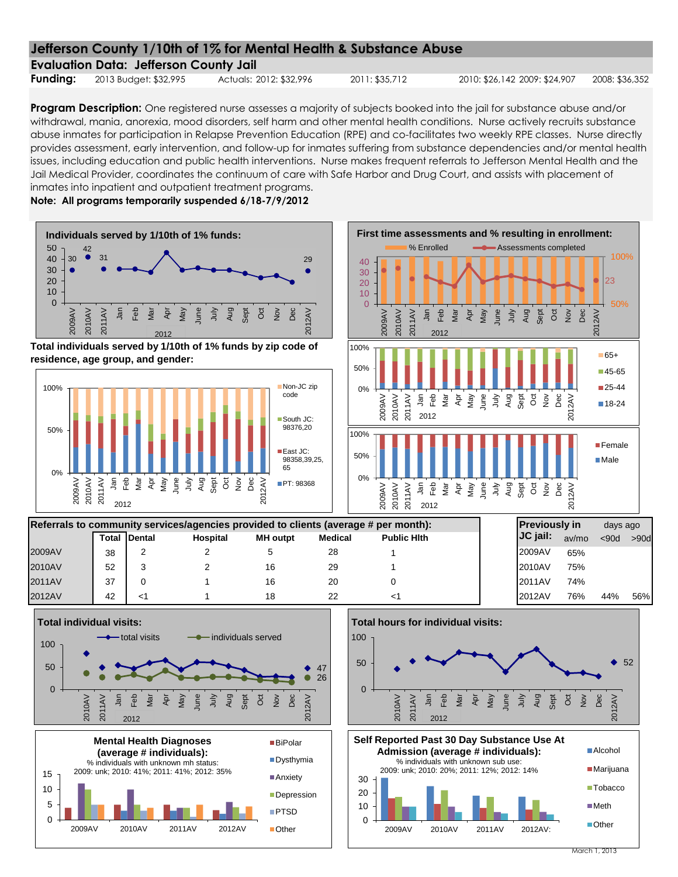# Jefferson County 1/10th of 1% for Mental Health & Substance Abuse

## Evaluation Data: Jefferson County Jail

**Funding:** 2013 Budget: $32,995 Actuals: 2012: $32,996 2011: $35,712 2010: $26,142 2009: $24,907 2008: $36,352

**Program Description:** One registered nurse assesses a majority of subjects booked into the jail for substance abuse and/or withdrawal, mania, anorexia, mood disorders, self harm and other mental health conditions. Nurse actively recruits substance abuse inmates for participation in Relapse Prevention Education (RPE) and co-facilitates two weekly RPE classes. Nurse directly provides assessment, early intervention, and follow-up for inmates suffering from substance dependencies and/or mental health issues, including education and public health interventions. Nurse makes frequent referrals to Jefferson Mental Health and the Jail Medical Provider, coordinates the continuum of care with Safe Harbor and Drug Court, and assists with placement of inmates into inpatient and outpatient treatment programs.

**Note: All programs temporarily suspended 6/18-7/9/2012**

**Individuals served by 1/10th of 1% funds:**

2009AV: 30; 2010AV: 42; 2011AV: 31; 2012AV: 29

**First time assessments and % resulting in enrollment:**

2012AV: 23

**Total individuals served by 1/10th of 1% funds by zip code of residence, age group, and gender:**

Legend: Non-JC zip code; South JC: 98376,20; East JC: 98358,39,25,65; PT: 98368; 65+; 45-65; 25-44; 18-24; Female; Male

**Referrals to community services/agencies provided to clients (average # per month):**

| | Total | Dental | Hospital | MH outpt | Medical | Public Hlth |
|---|---|---|---|---|---|---|
| 2009AV | 38 | 2 | 2 | 5 | 28 | 1 |
| 2010AV | 52 | 3 | 2 | 16 | 29 | 1 |
| 2011AV | 37 | 0 | 1 | 16 | 20 | 0 |
| 2012AV | 42 | <1 | 1 | 18 | 22 | <1 |

| Previously in JC jail: | av/mo | days ago <90d | >90d |
|---|---|---|---|
| 2009AV | 65% | | |
| 2010AV | 75% | | |
| 2011AV | 74% | | |
| 2012AV | 76% | 44% | 56% |

**Total individual visits:**

2012AV: total visits 47; individuals served 26

**Total hours for individual visits:**

2012AV: 52

**Mental Health Diagnoses (average # individuals):**
% individuals with unknown mh status: 2009: unk; 2010: 41%; 2011: 41%; 2012: 35%

Legend: BiPolar; Dysthymia; Anxiety; Depression; PTSD; Other

**Self Reported Past 30 Day Substance Use At Admission (average # individuals):**
% individuals with unknown sub use: 2009: unk; 2010: 20%; 2011: 12%; 2012: 14%

Legend: Alcohol; Marijuana; Tobacco; Meth; Other

March 1, 2013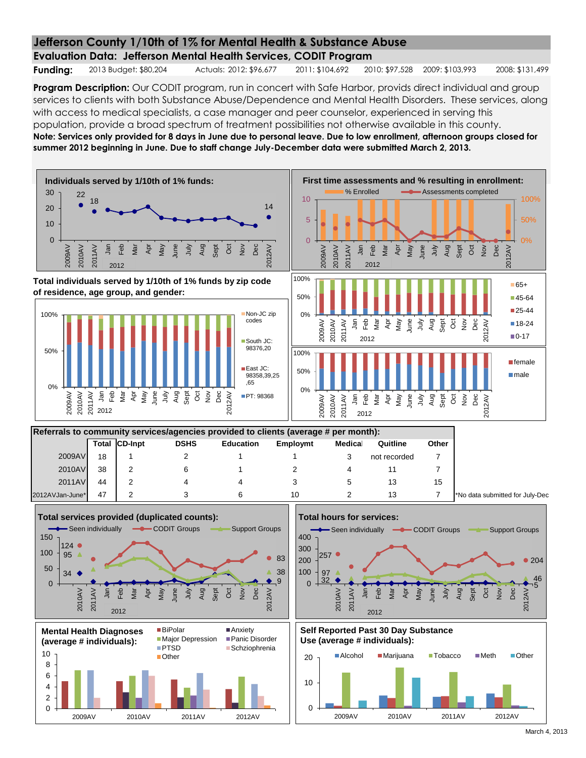# Jefferson County 1/10th of 1% for Mental Health & Substance Abuse

## Evaluation Data: Jefferson Mental Health Services, CODIT Program

**Funding:** 2013 Budget: $80,204 Actuals: 2012: $96,677 2011: $104,692 2010: $97,528 2009: $103,993 2008: $131,499

**Program Description:** Our CODIT program, run in concert with Safe Harbor, provids direct individual and group services to clients with both Substance Abuse/Dependence and Mental Health Disorders. These services, along with access to medical specialists, a case manager and peer counselor, experienced in serving this population, provide a broad spectrum of treatment possibilities not otherwise available in this county.

**Note: Services only provided for 8 days in June due to personal leave. Due to low enrollment, afternoon groups closed for summer 2012 beginning in June. Due to staff change July-December data were submitted March 2, 2013.**

**Individuals served by 1/10th of 1% funds:**

**First time assessments and % resulting in enrollment:**

**Total individuals served by 1/10th of 1% funds by zip code of residence, age group, and gender:**

| Referrals to community services/agencies provided to clients (average # per month): | | | | | | | | |
|---|---|---|---|---|---|---|---|---|
| | Total | CD-Inpt | DSHS | Education | Employmt | Medical | Quitline | Other |
| 2009AV | 18 | 1 | 2 | 1 | 1 | 3 | not recorded | 7 |
| 2010AV | 38 | 2 | 6 | 1 | 2 | 4 | 11 | 7 |
| 2011AV | 44 | 2 | 4 | 4 | 3 | 5 | 13 | 15 |
| 2012AVJan-June* | 47 | 2 | 3 | 6 | 10 | 2 | 13 | 7 |

*No data submitted for July-Dec

**Total services provided (duplicated counts):**

**Total hours for services:**

**Mental Health Diagnoses (average # individuals):**

**Self Reported Past 30 Day Substance Use (average # individuals):**

March 4, 2013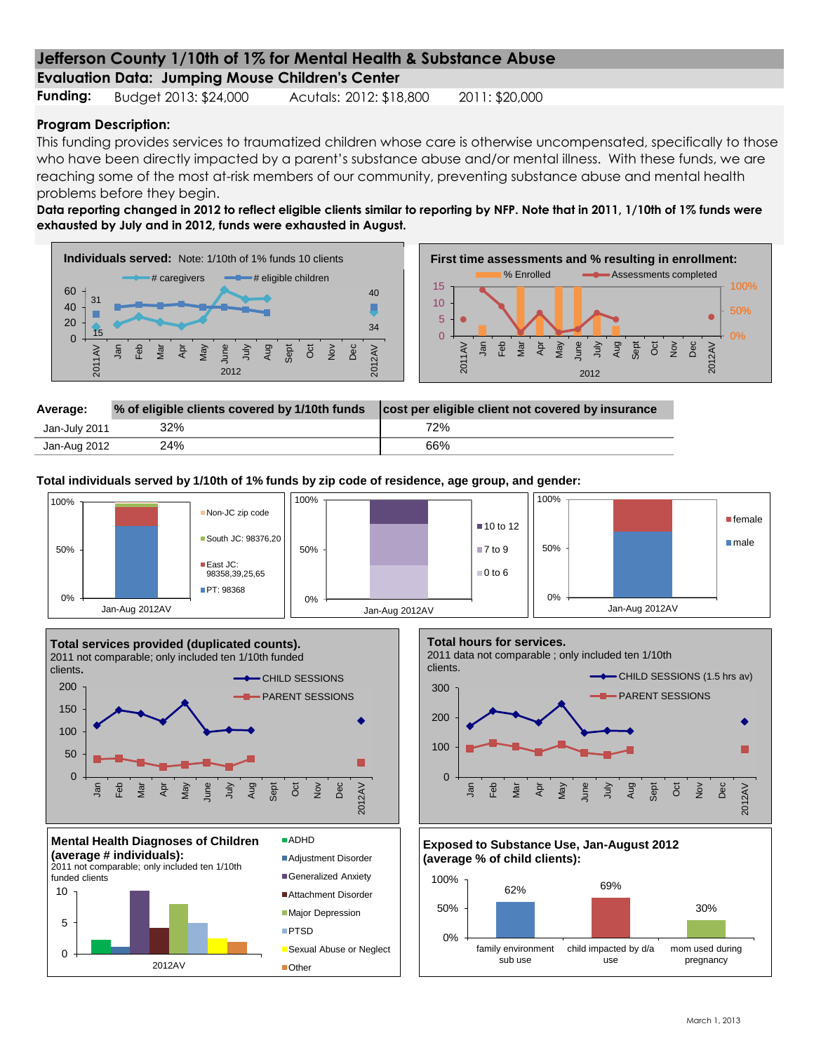# Jefferson County 1/10th of 1% for Mental Health & Substance Abuse

## Evaluation Data: Jumping Mouse Children's Center

**Funding:** Budget 2013: $24,000 Acutals: 2012: $18,800 2011: $20,000

**Program Description:**

This funding provides services to traumatized children whose care is otherwise uncompensated, specifically to those who have been directly impacted by a parent's substance abuse and/or mental illness. With these funds, we are reaching some of the most at-risk members of our community, preventing substance abuse and mental health problems before they begin.

**Data reporting changed in 2012 to reflect eligible clients similar to reporting by NFP. Note that in 2011, 1/10th of 1% funds were exhausted by July and in 2012, funds were exhausted in August.**

**Individuals served:** Note: 1/10th of 1% funds 10 clients

# caregivers; # eligible children

2011AV: 31, 15; 2012AV: 40, 34

**First time assessments and % resulting in enrollment:**

% Enrolled; Assessments completed

| Average: | % of eligible clients covered by 1/10th funds | cost per eligible client not covered by insurance |
|---|---|---|
| Jan-July 2011 | 32% | 72% |
| Jan-Aug 2012 | 24% | 66% |

**Total individuals served by 1/10th of 1% funds by zip code of residence, age group, and gender:**

Zip code (Jan-Aug 2012AV): Non-JC zip code; South JC: 98376,20; East JC: 98358,39,25,65; PT: 98368

Age group (Jan-Aug 2012AV): 10 to 12; 7 to 9; 0 to 6

Gender (Jan-Aug 2012AV): female; male

**Total services provided (duplicated counts).**
2011 not comparable; only included ten 1/10th funded clients.

CHILD SESSIONS; PARENT SESSIONS

**Total hours for services.**
2011 data not comparable ; only included ten 1/10th clients.

CHILD SESSIONS (1.5 hrs av); PARENT SESSIONS

**Mental Health Diagnoses of Children (average # individuals):**
2011 not comparable; only included ten 1/10th funded clients

ADHD; Adjustment Disorder; Generalized Anxiety; Attachment Disorder; Major Depression; PTSD; Sexual Abuse or Neglect; Other

**Exposed to Substance Use, Jan-August 2012 (average % of child clients):**

| family environment sub use | child impacted by d/a use | mom used during pregnancy |
|---|---|---|
| 62% | 69% | 30% |

March 1, 2013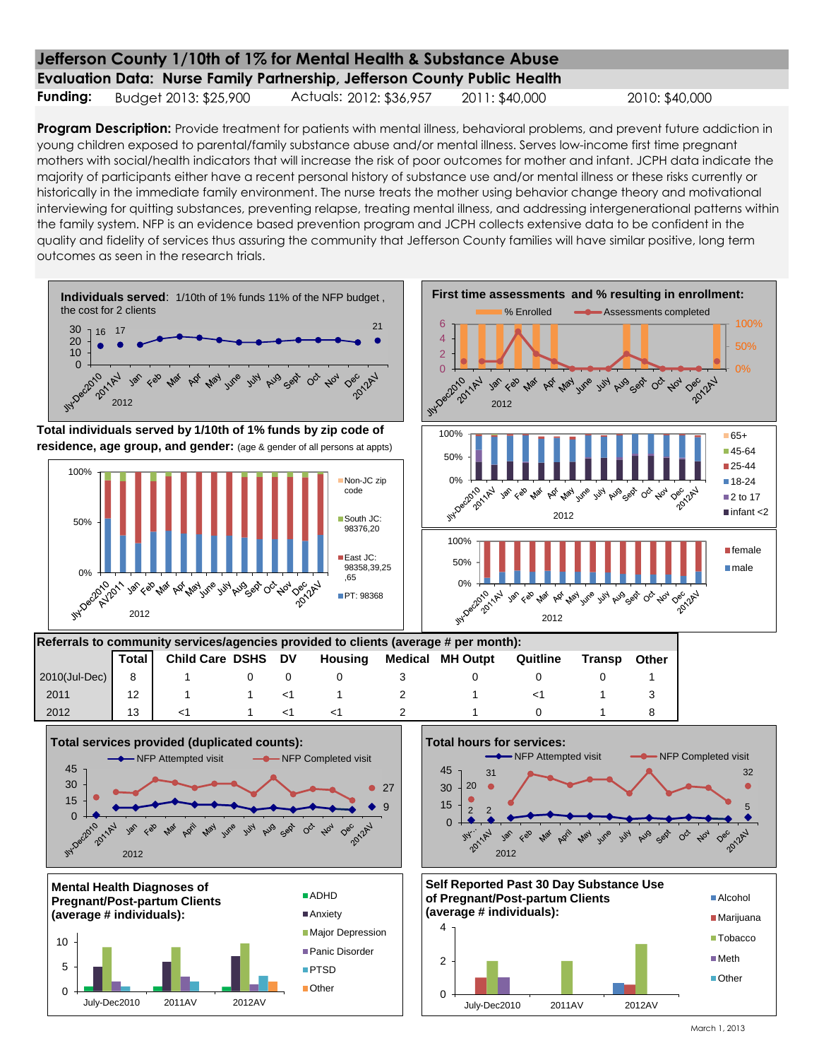# Jefferson County 1/10th of 1% for Mental Health & Substance Abuse

## Evaluation Data: Nurse Family Partnership, Jefferson County Public Health

**Funding:** Budget 2013: $25,900 Actuals: 2012: $36,957 2011: $40,000 2010: $40,000

**Program Description:** Provide treatment for patients with mental illness, behavioral problems, and prevent future addiction in young children exposed to parental/family substance abuse and/or mental illness. Serves low-income first time pregnant mothers with social/health indicators that will increase the risk of poor outcomes for mother and infant. JCPH data indicate the majority of participants either have a recent personal history of substance use and/or mental illness or these risks currently or historically in the immediate family environment. The nurse treats the mother using behavior change theory and motivational interviewing for quitting substances, preventing relapse, treating mental illness, and addressing intergenerational patterns within the family system. NFP is an evidence based prevention program and JCPH collects extensive data to be confident in the quality and fidelity of services thus assuring the community that Jefferson County families will have similar positive, long term outcomes as seen in the research trials.

**Individuals served**: 1/10th of 1% funds 11% of the NFP budget, the cost for 2 clients

**First time assessments and % resulting in enrollment:**

**Total individuals served by 1/10th of 1% funds by zip code of residence, age group, and gender:** (age & gender of all persons at appts)

**Referrals to community services/agencies provided to clients (average # per month):**

| | Total | Child Care | DSHS | DV | Housing | Medical | MH Outpt | Quitline | Transp | Other |
|---|---|---|---|---|---|---|---|---|---|---|
| 2010(Jul-Dec) | 8 | 1 | 0 | 0 | 0 | 3 | 0 | 0 | 0 | 1 |
| 2011 | 12 | 1 | 1 | <1 | 1 | 2 | 1 | <1 | 1 | 3 |
| 2012 | 13 | <1 | 1 | <1 | <1 | 2 | 1 | 0 | 1 | 8 |

**Total services provided (duplicated counts):**

**Total hours for services:**

**Mental Health Diagnoses of Pregnant/Post-partum Clients (average # individuals):**

**Self Reported Past 30 Day Substance Use of Pregnant/Post-partum Clients (average # individuals):**

March 1, 2013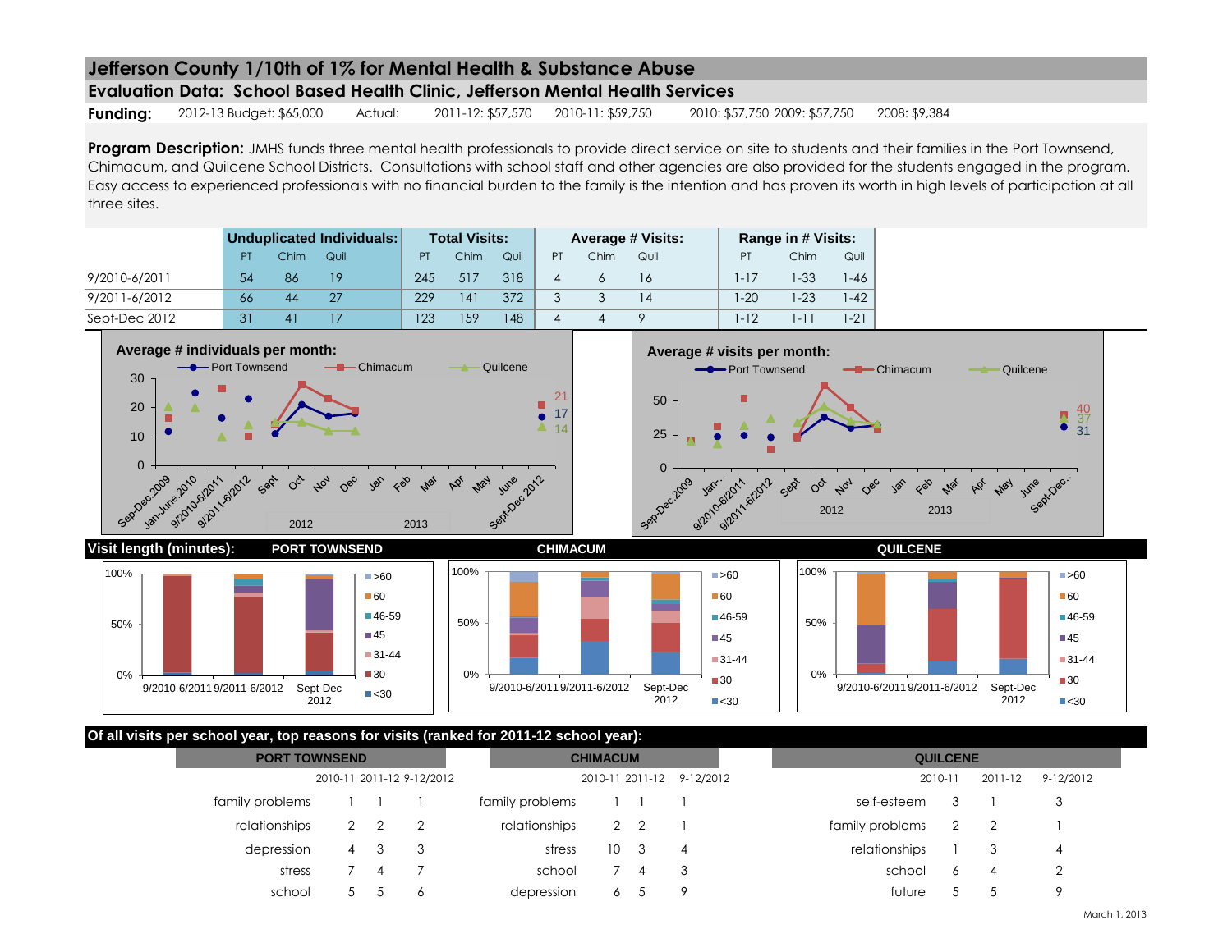# Jefferson County 1/10th of 1% for Mental Health & Substance Abuse

## Evaluation Data: School Based Health Clinic, Jefferson Mental Health Services

**Funding:** 2012-13 Budget: $65,000 Actual: 2011-12: $57,570 2010-11: $59,750 2010: $57,750 2009: $57,750 2008: $9,384

**Program Description:** JMHS funds three mental health professionals to provide direct service on site to students and their families in the Port Townsend, Chimacum, and Quilcene School Districts. Consultations with school staff and other agencies are also provided for the students engaged in the program. Easy access to experienced professionals with no financial burden to the family is the intention and has proven its worth in high levels of participation at all three sites.

| | Unduplicated Individuals: | | | Total Visits: | | | Average # Visits: | | | Range in # Visits: | | |
|---|---|---|---|---|---|---|---|---|---|---|---|---|
| | PT | Chim | Quil | PT | Chim | Quil | PT | Chim | Quil | PT | Chim | Quil |
| 9/2010-6/2011 | 54 | 86 | 19 | 245 | 517 | 318 | 4 | 6 | 16 | 1-17 | 1-33 | 1-46 |
| 9/2011-6/2012 | 66 | 44 | 27 | 229 | 141 | 372 | 3 | 3 | 14 | 1-20 | 1-23 | 1-42 |
| Sept-Dec 2012 | 31 | 41 | 17 | 123 | 159 | 148 | 4 | 4 | 9 | 1-12 | 1-11 | 1-21 |

**Average # individuals per month:**

**Average # visits per month:**

**Visit length (minutes):** PORT TOWNSEND, CHIMACUM, QUILCENE

**Of all visits per school year, top reasons for visits (ranked for 2011-12 school year):**

**PORT TOWNSEND**

| | 2010-11 | 2011-12 | 9-12/2012 |
|---|---|---|---|
| family problems | 1 | 1 | 1 |
| relationships | 2 | 2 | 2 |
| depression | 4 | 3 | 3 |
| stress | 7 | 4 | 7 |
| school | 5 | 5 | 6 |

**CHIMACUM**

| | 2010-11 | 2011-12 | 9-12/2012 |
|---|---|---|---|
| family problems | 1 | 1 | 1 |
| relationships | 2 | 2 | 1 |
| stress | 10 | 3 | 4 |
| school | 7 | 4 | 3 |
| depression | 6 | 5 | 9 |

**QUILCENE**

| | 2010-11 | 2011-12 | 9-12/2012 |
|---|---|---|---|
| self-esteem | 3 | 1 | 3 |
| family problems | 2 | 2 | 1 |
| relationships | 1 | 3 | 4 |
| school | 6 | 4 | 2 |
| future | 5 | 5 | 9 |

March 1, 2013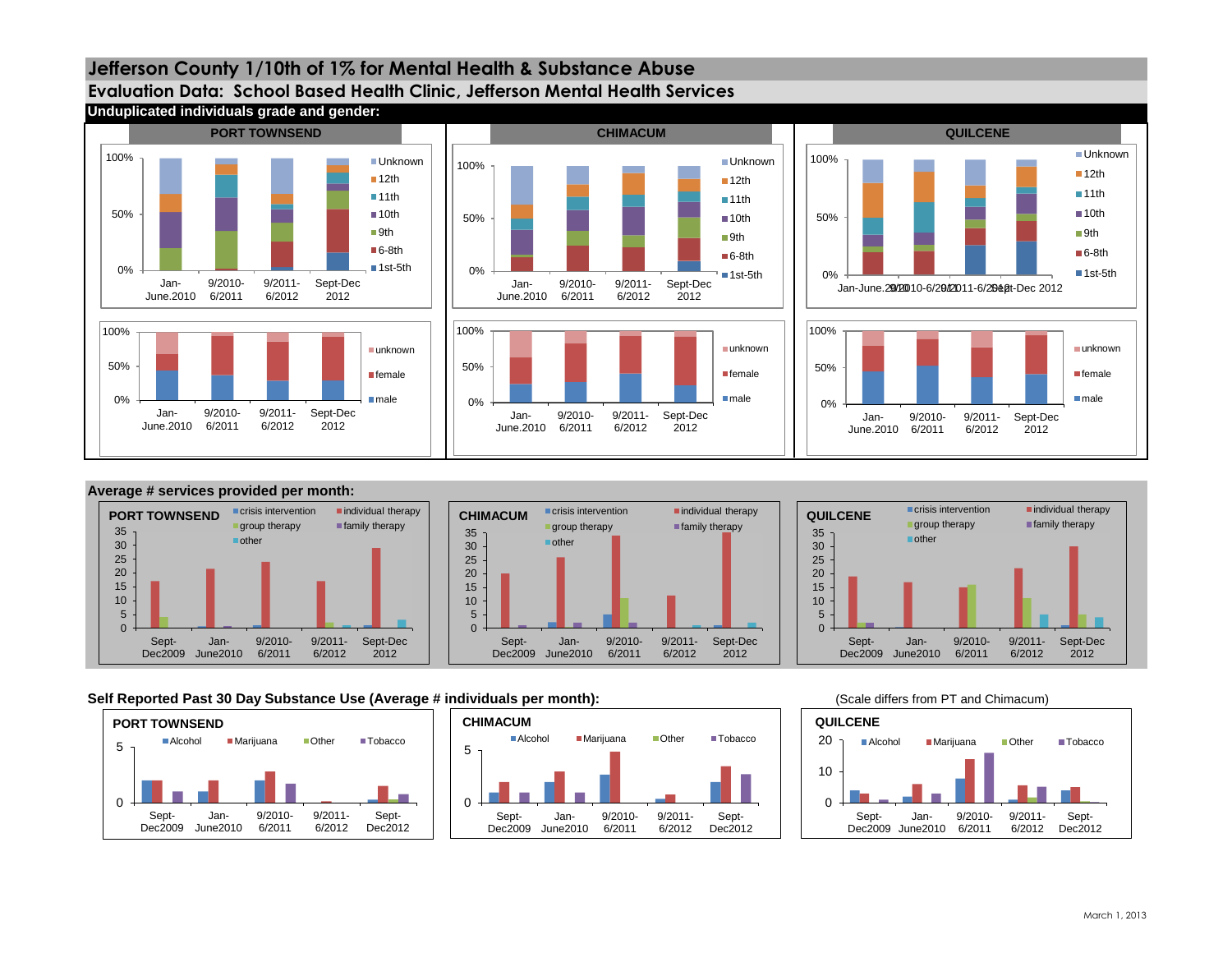# Jefferson County 1/10th of 1% for Mental Health & Substance Abuse

## Evaluation Data: School Based Health Clinic, Jefferson Mental Health Services

### Unduplicated individuals grade and gender:

PORT TOWNSEND

CHIMACUM

QUILCENE

Grade categories: Unknown, 12th, 11th, 10th, 9th, 6-8th, 1st-5th

Gender categories: unknown, female, male

Periods: Jan-June.2010, 9/2010-6/2011, 9/2011-6/2012, Sept-Dec 2012

### Average # services provided per month:

PORT TOWNSEND | CHIMACUM | QUILCENE

Categories: crisis intervention, individual therapy, group therapy, family therapy, other

Periods: Sept-Dec2009, Jan-June2010, 9/2010-6/2011, 9/2011-6/2012, Sept-Dec 2012

### Self Reported Past 30 Day Substance Use (Average # individuals per month):

(Scale differs from PT and Chimacum)

PORT TOWNSEND | CHIMACUM | QUILCENE

Categories: Alcohol, Marijuana, Other, Tobacco

Periods: Sept-Dec2009, Jan-June2010, 9/2010-6/2011, 9/2011-6/2012, Sept-Dec2012

March 1, 2013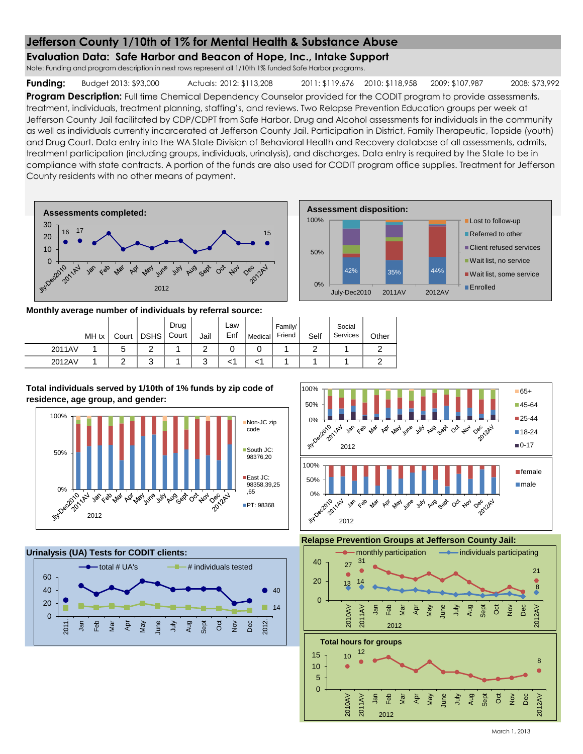# Jefferson County 1/10th of 1% for Mental Health & Substance Abuse

## Evaluation Data: Safe Harbor and Beacon of Hope, Inc., Intake Support

Note: Funding and program description in next rows represent all 1/10th 1% funded Safe Harbor programs.

**Funding:** Budget 2013: $93,000 Actuals: 2012: $113,208 2011: $119,676 2010: $118,958 2009: $107,987 2008: $73,992

**Program Description:** Full time Chemical Dependency Counselor provided for the CODIT program to provide assessments, treatment, individuals, treatment planning, staffing's, and reviews. Two Relapse Prevention Education groups per week at Jefferson County Jail facilitated by CDP/CDPT from Safe Harbor. Drug and Alcohol assessments for individuals in the community as well as individuals currently incarcerated at Jefferson County Jail. Participation in District, Family Therapeutic, Topside (youth) and Drug Court. Data entry into the WA State Division of Behavioral Health and Recovery database of all assessments, admits, treatment participation (including groups, individuals, urinalysis), and discharges. Data entry is required by the State to be in compliance with state contracts. A portion of the funds are also used for CODIT program office supplies. Treatment for Jefferson County residents with no other means of payment.

**Assessments completed:**

| Jly-Dec2010 | 2011AV | Jan | Feb | Mar | Apr | May | June | July | Aug | Sept | Oct | Nov | Dec | 2012AV |
|---|---|---|---|---|---|---|---|---|---|---|---|---|---|---|
| 16 | 17 | | | | | | | | | | | | | 15 |

**Assessment disposition:**

| | July-Dec2010 | 2011AV | 2012AV |
|---|---|---|---|
| Enrolled | 42% | 35% | 44% |

Categories: Lost to follow-up; Referred to other; Client refused services; Wait list, no service; Wait list, some service; Enrolled

**Monthly average number of individuals by referral source:**

| | MH tx | Court | DSHS | Drug Court | Jail | Law Enf | Medical | Family/ Friend | Self | Social Services | Other |
|---|---|---|---|---|---|---|---|---|---|---|---|
| 2011AV | 1 | 5 | 2 | 1 | 2 | 0 | 0 | 1 | 2 | 1 | 2 |
| 2012AV | 1 | 2 | 3 | 1 | 3 | <1 | <1 | 1 | 1 | 1 | 2 |

**Total individuals served by 1/10th of 1% funds by zip code of residence, age group, and gender:**

Zip code categories: Non-JC zip code; South JC: 98376,20; East JC: 98358,39,25,65; PT: 98368

Age group categories: 65+; 45-64; 25-44; 18-24; 0-17

Gender categories: female; male

**Urinalysis (UA) Tests for CODIT clients:**

| | 2011AV | 2012AV |
|---|---|---|
| total # UA's | | 40 |
| # individuals tested | | 14 |

**Relapse Prevention Groups at Jefferson County Jail:**

| | 2010AV | 2011AV | 2012AV |
|---|---|---|---|
| monthly participation | 27 | 31 | 21 |
| individuals participating | 13 | 14 | 8 |

**Total hours for groups**

| 2010AV | 2011AV | 2012AV |
|---|---|---|
| 10 | 12 | 8 |

March 1, 2013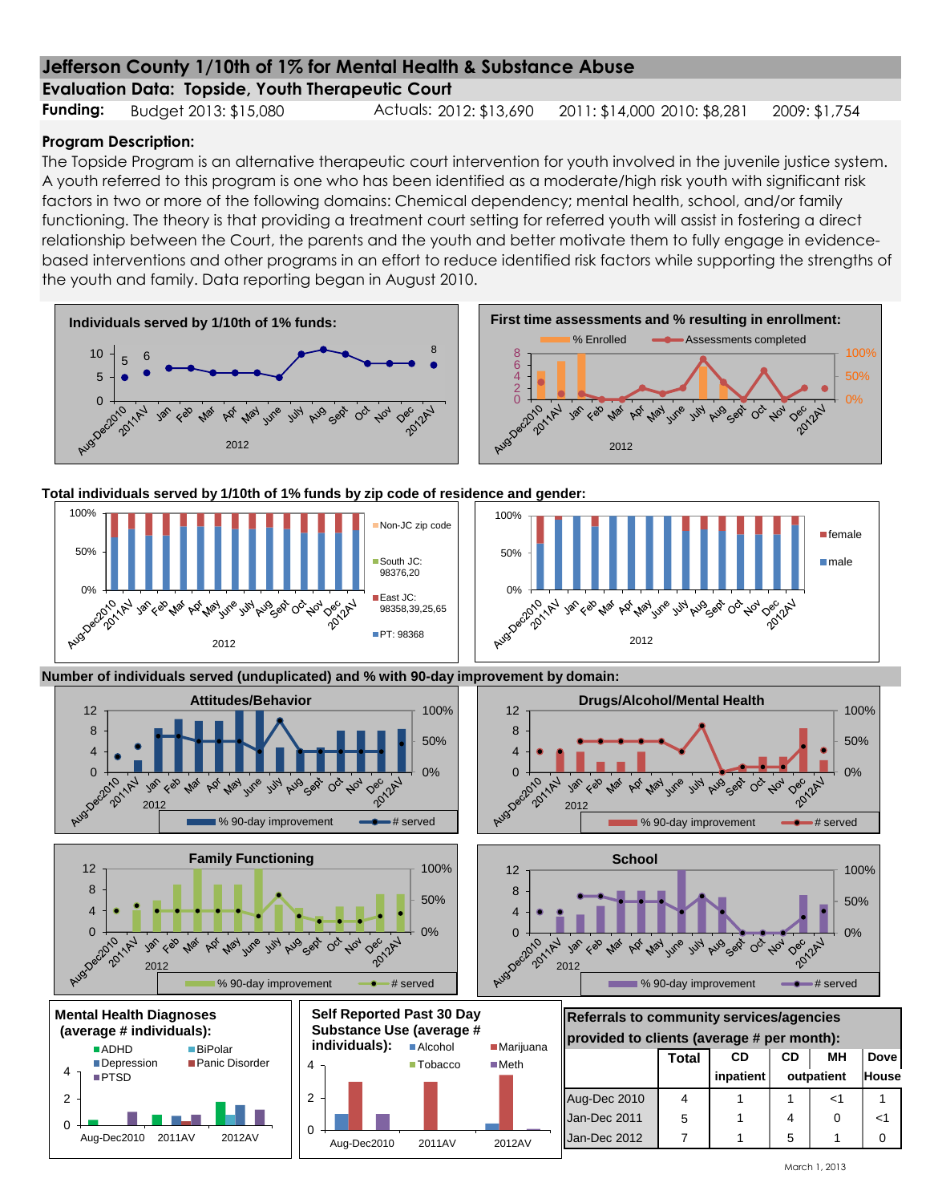# Jefferson County 1/10th of 1% for Mental Health & Substance Abuse

## Evaluation Data: Topside, Youth Therapeutic Court

**Funding:** Budget 2013: $15,080 Actuals: 2012: $13,690 2011: $14,000 2010: $8,281 2009: $1,754

**Program Description:**

The Topside Program is an alternative therapeutic court intervention for youth involved in the juvenile justice system. A youth referred to this program is one who has been identified as a moderate/high risk youth with significant risk factors in two or more of the following domains: Chemical dependency; mental health, school, and/or family functioning. The theory is that providing a treatment court setting for referred youth will assist in fostering a direct relationship between the Court, the parents and the youth and better motivate them to fully engage in evidence-based interventions and other programs in an effort to reduce identified risk factors while supporting the strengths of the youth and family. Data reporting began in August 2010.

**Individuals served by 1/10th of 1% funds:**

10
5
0
5 6 8
Aug-Dec2010 2011AV Jan Feb Mar Apr May June July Aug Sept Oct Nov Dec 2012AV
2012

**First time assessments and % resulting in enrollment:**

% Enrolled
Assessments completed
8 6 4 2 0
100% 50% 0%
Aug-Dec2010 2011AV Jan Feb Mar Apr May June July Aug Sept Oct Nov Dec 2012AV
2012

**Total individuals served by 1/10th of 1% funds by zip code of residence and gender:**

100% 50% 0%
Aug-Dec2010 2011AV Jan Feb Mar Apr May June July Aug Sept Oct Nov Dec 2012AV
2012
Non-JC zip code
South JC: 98376,20
East JC: 98358,39,25,65
PT: 98368

100% 50% 0%
Aug-Dec2010 2011AV Jan Feb Mar Apr May June July Aug Sept Oct Nov Dec 2012AV
2012
female
male

**Number of individuals served (unduplicated) and % with 90-day improvement by domain:**

**Attitudes/Behavior**

12 8 4 0
100% 50% 0%
Aug-Dec2010 2011AV Jan Feb Mar Apr May June July Aug Sept Oct Nov Dec 2012AV
2012
% 90-day improvement
# served

**Drugs/Alcohol/Mental Health**

12 8 4 0
100% 50% 0%
Aug-Dec2010 2011AV Jan Feb Mar Apr May June July Aug Sept Oct Nov Dec 2012AV
2012
% 90-day improvement
# served

**Family Functioning**

12 8 4 0
100% 50% 0%
Aug-Dec2010 2011AV Jan Feb Mar Apr May June July Aug Sept Oct Nov Dec 2012AV
2012
% 90-day improvement
# served

**School**

12 8 4 0
100% 50% 0%
Aug-Dec2010 2011AV Jan Feb Mar Apr May June July Aug Sept Oct Nov Dec 2012AV
2012
% 90-day improvement
# served

**Mental Health Diagnoses (average # individuals):**

ADHD
BiPolar
Depression
Panic Disorder
PTSD
4 2 0
Aug-Dec2010 2011AV 2012AV

**Self Reported Past 30 Day Substance Use (average # individuals):**

Alcohol
Marijuana
Tobacco
Meth
4 2 0
Aug-Dec2010 2011AV 2012AV

**Referrals to community services/agencies provided to clients (average # per month):**

| | Total | CD inpatient | CD outpatient | MH outpatient | Dove House |
|---|---|---|---|---|---|
| Aug-Dec 2010 | 4 | 1 | 1 | <1 | 1 |
| Jan-Dec 2011 | 5 | 1 | 4 | 0 | <1 |
| Jan-Dec 2012 | 7 | 1 | 5 | 1 | 0 |

March 1, 2013